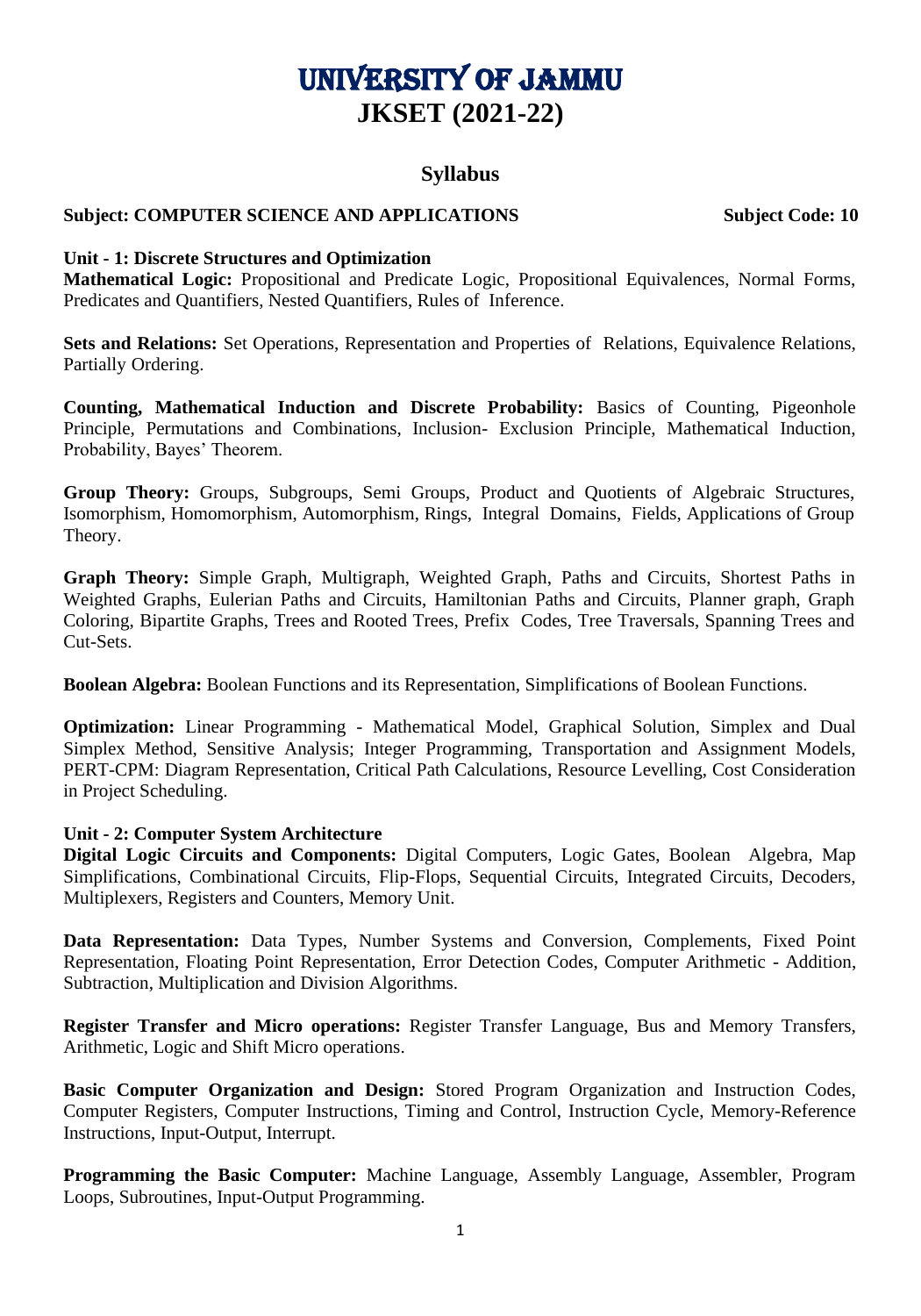# UNIVERSITY OF JAMMU
# JKSET (2021-22)

## Syllabus

**Subject: COMPUTER SCIENCE AND APPLICATIONS** **Subject Code: 10**

**Unit - 1: Discrete Structures and Optimization**

**Mathematical Logic:** Propositional and Predicate Logic, Propositional Equivalences, Normal Forms, Predicates and Quantifiers, Nested Quantifiers, Rules of Inference.

**Sets and Relations:** Set Operations, Representation and Properties of Relations, Equivalence Relations, Partially Ordering.

**Counting, Mathematical Induction and Discrete Probability:** Basics of Counting, Pigeonhole Principle, Permutations and Combinations, Inclusion- Exclusion Principle, Mathematical Induction, Probability, Bayes' Theorem.

**Group Theory:** Groups, Subgroups, Semi Groups, Product and Quotients of Algebraic Structures, Isomorphism, Homomorphism, Automorphism, Rings, Integral Domains, Fields, Applications of Group Theory.

**Graph Theory:** Simple Graph, Multigraph, Weighted Graph, Paths and Circuits, Shortest Paths in Weighted Graphs, Eulerian Paths and Circuits, Hamiltonian Paths and Circuits, Planner graph, Graph Coloring, Bipartite Graphs, Trees and Rooted Trees, Prefix Codes, Tree Traversals, Spanning Trees and Cut-Sets.

**Boolean Algebra:** Boolean Functions and its Representation, Simplifications of Boolean Functions.

**Optimization:** Linear Programming - Mathematical Model, Graphical Solution, Simplex and Dual Simplex Method, Sensitive Analysis; Integer Programming, Transportation and Assignment Models, PERT-CPM: Diagram Representation, Critical Path Calculations, Resource Levelling, Cost Consideration in Project Scheduling.

**Unit - 2: Computer System Architecture**

**Digital Logic Circuits and Components:** Digital Computers, Logic Gates, Boolean Algebra, Map Simplifications, Combinational Circuits, Flip-Flops, Sequential Circuits, Integrated Circuits, Decoders, Multiplexers, Registers and Counters, Memory Unit.

**Data Representation:** Data Types, Number Systems and Conversion, Complements, Fixed Point Representation, Floating Point Representation, Error Detection Codes, Computer Arithmetic - Addition, Subtraction, Multiplication and Division Algorithms.

**Register Transfer and Micro operations:** Register Transfer Language, Bus and Memory Transfers, Arithmetic, Logic and Shift Micro operations.

**Basic Computer Organization and Design:** Stored Program Organization and Instruction Codes, Computer Registers, Computer Instructions, Timing and Control, Instruction Cycle, Memory-Reference Instructions, Input-Output, Interrupt.

**Programming the Basic Computer:** Machine Language, Assembly Language, Assembler, Program Loops, Subroutines, Input-Output Programming.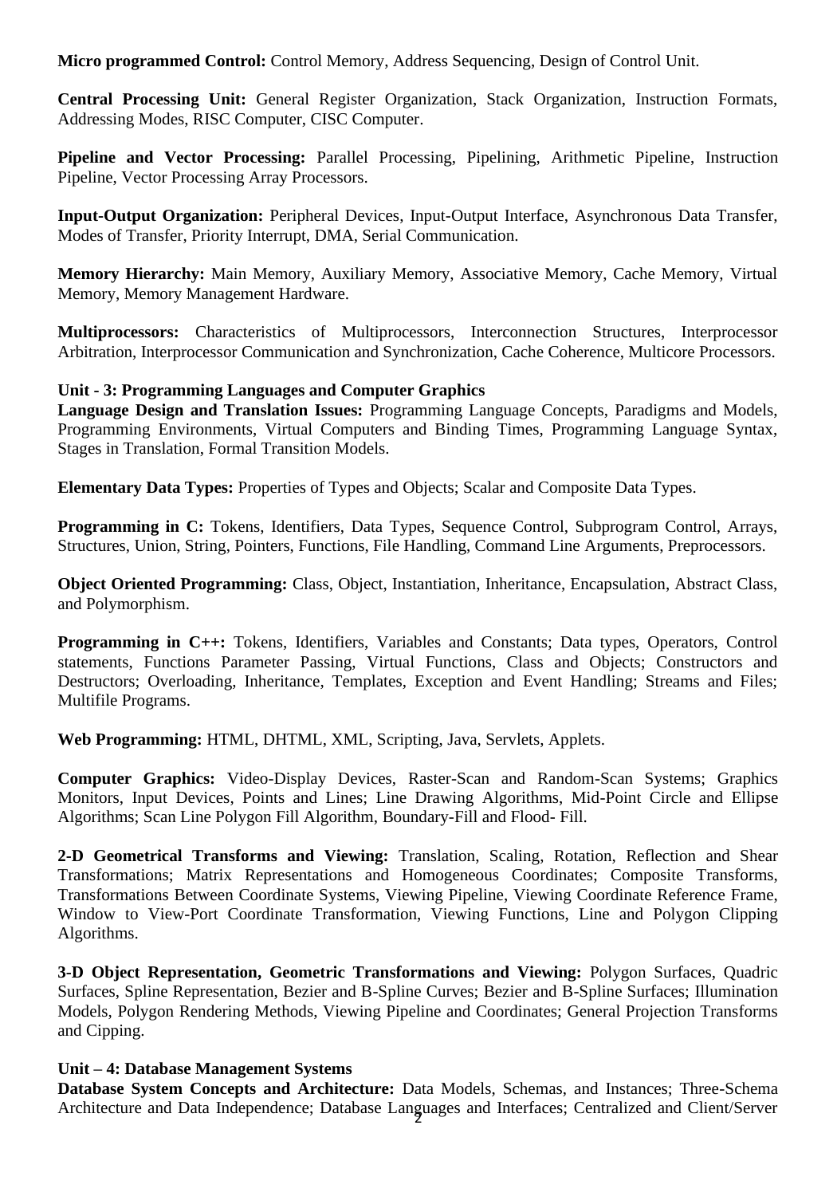**Micro programmed Control:** Control Memory, Address Sequencing, Design of Control Unit.

**Central Processing Unit:** General Register Organization, Stack Organization, Instruction Formats, Addressing Modes, RISC Computer, CISC Computer.

**Pipeline and Vector Processing:** Parallel Processing, Pipelining, Arithmetic Pipeline, Instruction Pipeline, Vector Processing Array Processors.

**Input-Output Organization:** Peripheral Devices, Input-Output Interface, Asynchronous Data Transfer, Modes of Transfer, Priority Interrupt, DMA, Serial Communication.

**Memory Hierarchy:** Main Memory, Auxiliary Memory, Associative Memory, Cache Memory, Virtual Memory, Memory Management Hardware.

**Multiprocessors:** Characteristics of Multiprocessors, Interconnection Structures, Interprocessor Arbitration, Interprocessor Communication and Synchronization, Cache Coherence, Multicore Processors.

**Unit - 3: Programming Languages and Computer Graphics**

**Language Design and Translation Issues:** Programming Language Concepts, Paradigms and Models, Programming Environments, Virtual Computers and Binding Times, Programming Language Syntax, Stages in Translation, Formal Transition Models.

**Elementary Data Types:** Properties of Types and Objects; Scalar and Composite Data Types.

**Programming in C:** Tokens, Identifiers, Data Types, Sequence Control, Subprogram Control, Arrays, Structures, Union, String, Pointers, Functions, File Handling, Command Line Arguments, Preprocessors.

**Object Oriented Programming:** Class, Object, Instantiation, Inheritance, Encapsulation, Abstract Class, and Polymorphism.

**Programming in C++:** Tokens, Identifiers, Variables and Constants; Data types, Operators, Control statements, Functions Parameter Passing, Virtual Functions, Class and Objects; Constructors and Destructors; Overloading, Inheritance, Templates, Exception and Event Handling; Streams and Files; Multifile Programs.

**Web Programming:** HTML, DHTML, XML, Scripting, Java, Servlets, Applets.

**Computer Graphics:** Video-Display Devices, Raster-Scan and Random-Scan Systems; Graphics Monitors, Input Devices, Points and Lines; Line Drawing Algorithms, Mid-Point Circle and Ellipse Algorithms; Scan Line Polygon Fill Algorithm, Boundary-Fill and Flood- Fill.

**2-D Geometrical Transforms and Viewing:** Translation, Scaling, Rotation, Reflection and Shear Transformations; Matrix Representations and Homogeneous Coordinates; Composite Transforms, Transformations Between Coordinate Systems, Viewing Pipeline, Viewing Coordinate Reference Frame, Window to View-Port Coordinate Transformation, Viewing Functions, Line and Polygon Clipping Algorithms.

**3-D Object Representation, Geometric Transformations and Viewing:** Polygon Surfaces, Quadric Surfaces, Spline Representation, Bezier and B-Spline Curves; Bezier and B-Spline Surfaces; Illumination Models, Polygon Rendering Methods, Viewing Pipeline and Coordinates; General Projection Transforms and Cipping.

**Unit – 4: Database Management Systems**

**Database System Concepts and Architecture:** Data Models, Schemas, and Instances; Three-Schema Architecture and Data Independence; Database Languages and Interfaces; Centralized and Client/Server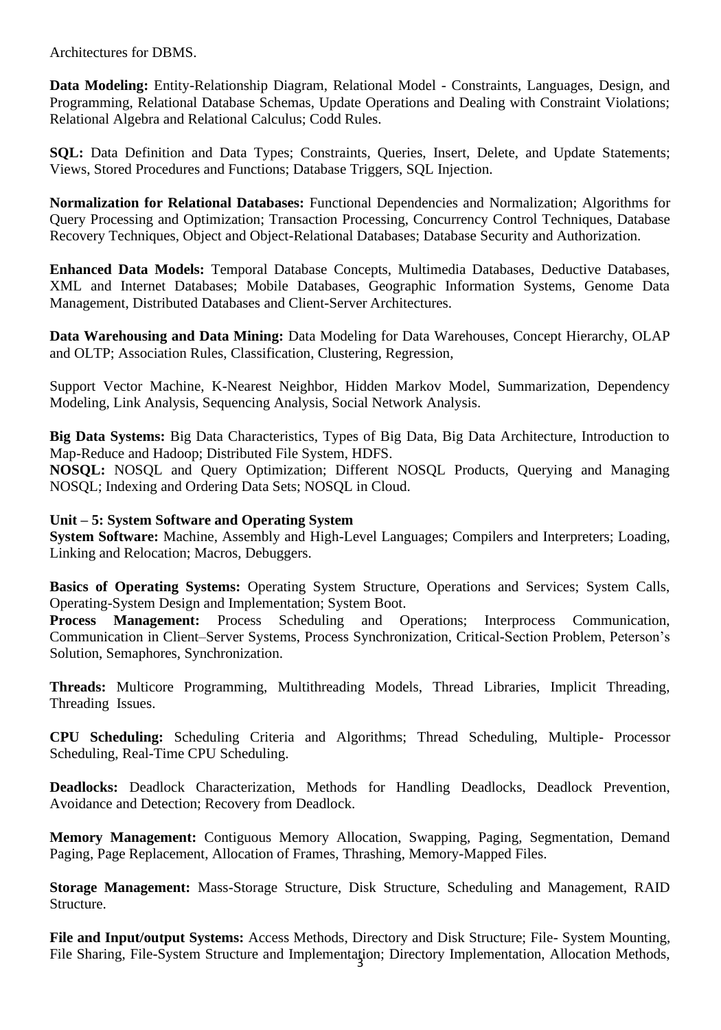Architectures for DBMS.

**Data Modeling:** Entity-Relationship Diagram, Relational Model - Constraints, Languages, Design, and Programming, Relational Database Schemas, Update Operations and Dealing with Constraint Violations; Relational Algebra and Relational Calculus; Codd Rules.

**SQL:** Data Definition and Data Types; Constraints, Queries, Insert, Delete, and Update Statements; Views, Stored Procedures and Functions; Database Triggers, SQL Injection.

**Normalization for Relational Databases:** Functional Dependencies and Normalization; Algorithms for Query Processing and Optimization; Transaction Processing, Concurrency Control Techniques, Database Recovery Techniques, Object and Object-Relational Databases; Database Security and Authorization.

**Enhanced Data Models:** Temporal Database Concepts, Multimedia Databases, Deductive Databases, XML and Internet Databases; Mobile Databases, Geographic Information Systems, Genome Data Management, Distributed Databases and Client-Server Architectures.

**Data Warehousing and Data Mining:** Data Modeling for Data Warehouses, Concept Hierarchy, OLAP and OLTP; Association Rules, Classification, Clustering, Regression,

Support Vector Machine, K-Nearest Neighbor, Hidden Markov Model, Summarization, Dependency Modeling, Link Analysis, Sequencing Analysis, Social Network Analysis.

**Big Data Systems:** Big Data Characteristics, Types of Big Data, Big Data Architecture, Introduction to Map-Reduce and Hadoop; Distributed File System, HDFS.

**NOSQL:** NOSQL and Query Optimization; Different NOSQL Products, Querying and Managing NOSQL; Indexing and Ordering Data Sets; NOSQL in Cloud.

**Unit – 5: System Software and Operating System**

**System Software:** Machine, Assembly and High-Level Languages; Compilers and Interpreters; Loading, Linking and Relocation; Macros, Debuggers.

**Basics of Operating Systems:** Operating System Structure, Operations and Services; System Calls, Operating-System Design and Implementation; System Boot.

**Process Management:** Process Scheduling and Operations; Interprocess Communication, Communication in Client–Server Systems, Process Synchronization, Critical-Section Problem, Peterson's Solution, Semaphores, Synchronization.

**Threads:** Multicore Programming, Multithreading Models, Thread Libraries, Implicit Threading, Threading Issues.

**CPU Scheduling:** Scheduling Criteria and Algorithms; Thread Scheduling, Multiple- Processor Scheduling, Real-Time CPU Scheduling.

**Deadlocks:** Deadlock Characterization, Methods for Handling Deadlocks, Deadlock Prevention, Avoidance and Detection; Recovery from Deadlock.

**Memory Management:** Contiguous Memory Allocation, Swapping, Paging, Segmentation, Demand Paging, Page Replacement, Allocation of Frames, Thrashing, Memory-Mapped Files.

**Storage Management:** Mass-Storage Structure, Disk Structure, Scheduling and Management, RAID Structure.

**File and Input/output Systems:** Access Methods, Directory and Disk Structure; File- System Mounting, File Sharing, File-System Structure and Implementation; Directory Implementation, Allocation Methods,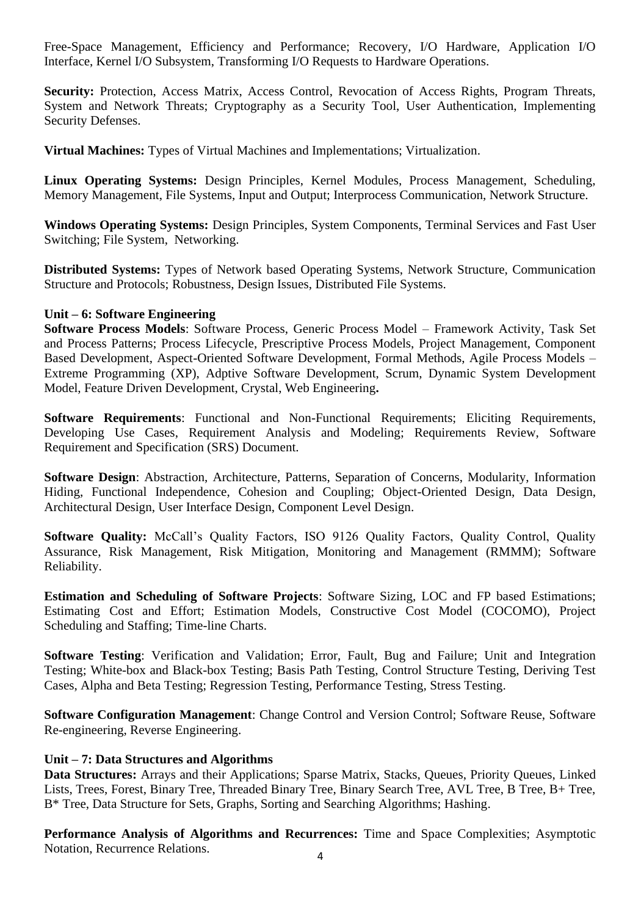Free-Space Management, Efficiency and Performance; Recovery, I/O Hardware, Application I/O Interface, Kernel I/O Subsystem, Transforming I/O Requests to Hardware Operations.

**Security:** Protection, Access Matrix, Access Control, Revocation of Access Rights, Program Threats, System and Network Threats; Cryptography as a Security Tool, User Authentication, Implementing Security Defenses.

**Virtual Machines:** Types of Virtual Machines and Implementations; Virtualization.

**Linux Operating Systems:** Design Principles, Kernel Modules, Process Management, Scheduling, Memory Management, File Systems, Input and Output; Interprocess Communication, Network Structure.

**Windows Operating Systems:** Design Principles, System Components, Terminal Services and Fast User Switching; File System, Networking.

**Distributed Systems:** Types of Network based Operating Systems, Network Structure, Communication Structure and Protocols; Robustness, Design Issues, Distributed File Systems.

### Unit – 6: Software Engineering

**Software Process Models**: Software Process, Generic Process Model – Framework Activity, Task Set and Process Patterns; Process Lifecycle, Prescriptive Process Models, Project Management, Component Based Development, Aspect-Oriented Software Development, Formal Methods, Agile Process Models – Extreme Programming (XP), Adptive Software Development, Scrum, Dynamic System Development Model, Feature Driven Development, Crystal, Web Engineering**.**

**Software Requirements**: Functional and Non-Functional Requirements; Eliciting Requirements, Developing Use Cases, Requirement Analysis and Modeling; Requirements Review, Software Requirement and Specification (SRS) Document.

**Software Design**: Abstraction, Architecture, Patterns, Separation of Concerns, Modularity, Information Hiding, Functional Independence, Cohesion and Coupling; Object-Oriented Design, Data Design, Architectural Design, User Interface Design, Component Level Design.

**Software Quality:** McCall's Quality Factors, ISO 9126 Quality Factors, Quality Control, Quality Assurance, Risk Management, Risk Mitigation, Monitoring and Management (RMMM); Software Reliability.

**Estimation and Scheduling of Software Projects**: Software Sizing, LOC and FP based Estimations; Estimating Cost and Effort; Estimation Models, Constructive Cost Model (COCOMO), Project Scheduling and Staffing; Time-line Charts.

**Software Testing**: Verification and Validation; Error, Fault, Bug and Failure; Unit and Integration Testing; White-box and Black-box Testing; Basis Path Testing, Control Structure Testing, Deriving Test Cases, Alpha and Beta Testing; Regression Testing, Performance Testing, Stress Testing.

**Software Configuration Management**: Change Control and Version Control; Software Reuse, Software Re-engineering, Reverse Engineering.

### Unit – 7: Data Structures and Algorithms

**Data Structures:** Arrays and their Applications; Sparse Matrix, Stacks, Queues, Priority Queues, Linked Lists, Trees, Forest, Binary Tree, Threaded Binary Tree, Binary Search Tree, AVL Tree, B Tree, B+ Tree, B* Tree, Data Structure for Sets, Graphs, Sorting and Searching Algorithms; Hashing.

**Performance Analysis of Algorithms and Recurrences:** Time and Space Complexities; Asymptotic Notation, Recurrence Relations.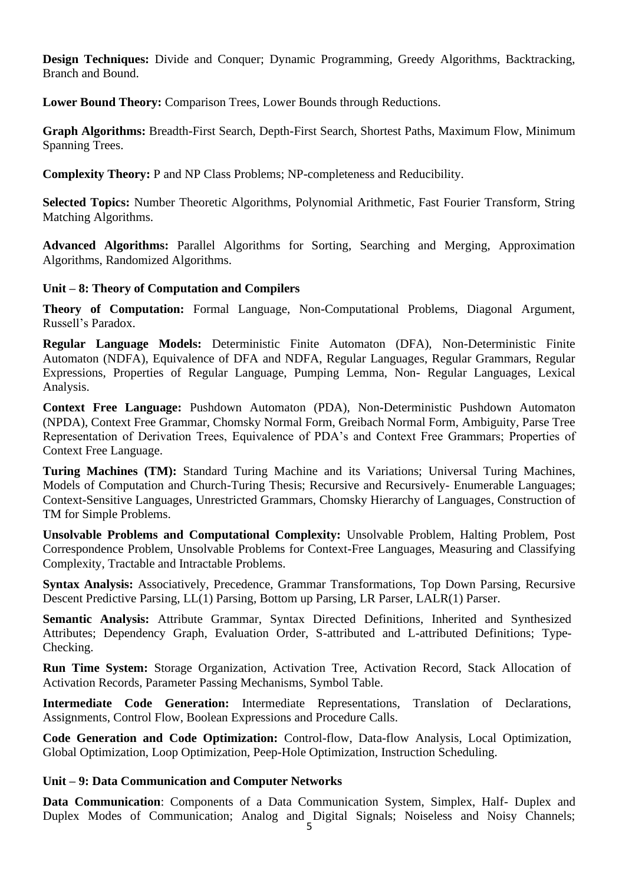**Design Techniques:** Divide and Conquer; Dynamic Programming, Greedy Algorithms, Backtracking, Branch and Bound.

**Lower Bound Theory:** Comparison Trees, Lower Bounds through Reductions.

**Graph Algorithms:** Breadth-First Search, Depth-First Search, Shortest Paths, Maximum Flow, Minimum Spanning Trees.

**Complexity Theory:** P and NP Class Problems; NP-completeness and Reducibility.

**Selected Topics:** Number Theoretic Algorithms, Polynomial Arithmetic, Fast Fourier Transform, String Matching Algorithms.

**Advanced Algorithms:** Parallel Algorithms for Sorting, Searching and Merging, Approximation Algorithms, Randomized Algorithms.

### Unit – 8: Theory of Computation and Compilers

**Theory of Computation:** Formal Language, Non-Computational Problems, Diagonal Argument, Russell's Paradox.

**Regular Language Models:** Deterministic Finite Automaton (DFA), Non-Deterministic Finite Automaton (NDFA), Equivalence of DFA and NDFA, Regular Languages, Regular Grammars, Regular Expressions, Properties of Regular Language, Pumping Lemma, Non- Regular Languages, Lexical Analysis.

**Context Free Language:** Pushdown Automaton (PDA), Non-Deterministic Pushdown Automaton (NPDA), Context Free Grammar, Chomsky Normal Form, Greibach Normal Form, Ambiguity, Parse Tree Representation of Derivation Trees, Equivalence of PDA's and Context Free Grammars; Properties of Context Free Language.

**Turing Machines (TM):** Standard Turing Machine and its Variations; Universal Turing Machines, Models of Computation and Church-Turing Thesis; Recursive and Recursively- Enumerable Languages; Context-Sensitive Languages, Unrestricted Grammars, Chomsky Hierarchy of Languages, Construction of TM for Simple Problems.

**Unsolvable Problems and Computational Complexity:** Unsolvable Problem, Halting Problem, Post Correspondence Problem, Unsolvable Problems for Context-Free Languages, Measuring and Classifying Complexity, Tractable and Intractable Problems.

**Syntax Analysis:** Associatively, Precedence, Grammar Transformations, Top Down Parsing, Recursive Descent Predictive Parsing, LL(1) Parsing, Bottom up Parsing, LR Parser, LALR(1) Parser.

**Semantic Analysis:** Attribute Grammar, Syntax Directed Definitions, Inherited and Synthesized Attributes; Dependency Graph, Evaluation Order, S-attributed and L-attributed Definitions; Type-Checking.

**Run Time System:** Storage Organization, Activation Tree, Activation Record, Stack Allocation of Activation Records, Parameter Passing Mechanisms, Symbol Table.

**Intermediate Code Generation:** Intermediate Representations, Translation of Declarations, Assignments, Control Flow, Boolean Expressions and Procedure Calls.

**Code Generation and Code Optimization:** Control-flow, Data-flow Analysis, Local Optimization, Global Optimization, Loop Optimization, Peep-Hole Optimization, Instruction Scheduling.

### Unit – 9: Data Communication and Computer Networks

**Data Communication**: Components of a Data Communication System, Simplex, Half- Duplex and Duplex Modes of Communication; Analog and Digital Signals; Noiseless and Noisy Channels;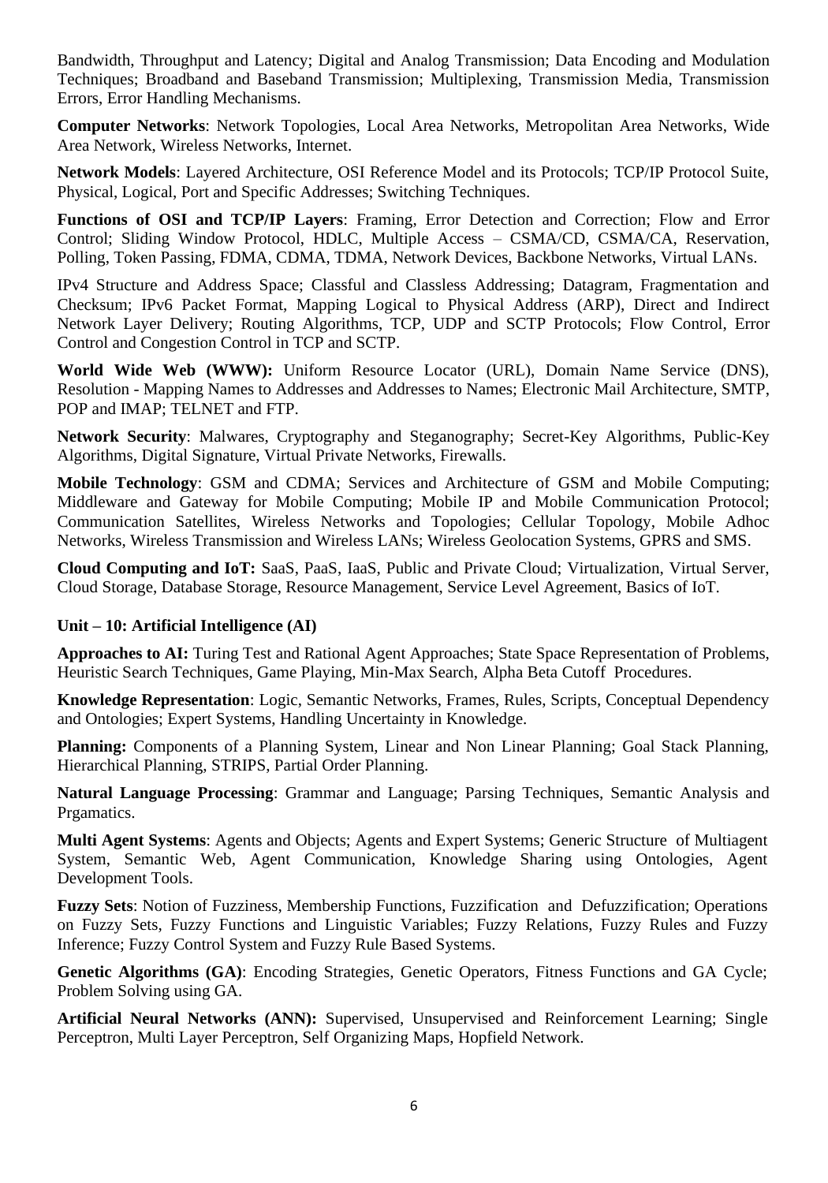Bandwidth, Throughput and Latency; Digital and Analog Transmission; Data Encoding and Modulation Techniques; Broadband and Baseband Transmission; Multiplexing, Transmission Media, Transmission Errors, Error Handling Mechanisms.

**Computer Networks**: Network Topologies, Local Area Networks, Metropolitan Area Networks, Wide Area Network, Wireless Networks, Internet.

**Network Models**: Layered Architecture, OSI Reference Model and its Protocols; TCP/IP Protocol Suite, Physical, Logical, Port and Specific Addresses; Switching Techniques.

**Functions of OSI and TCP/IP Layers**: Framing, Error Detection and Correction; Flow and Error Control; Sliding Window Protocol, HDLC, Multiple Access – CSMA/CD, CSMA/CA, Reservation, Polling, Token Passing, FDMA, CDMA, TDMA, Network Devices, Backbone Networks, Virtual LANs.

IPv4 Structure and Address Space; Classful and Classless Addressing; Datagram, Fragmentation and Checksum; IPv6 Packet Format, Mapping Logical to Physical Address (ARP), Direct and Indirect Network Layer Delivery; Routing Algorithms, TCP, UDP and SCTP Protocols; Flow Control, Error Control and Congestion Control in TCP and SCTP.

**World Wide Web (WWW):** Uniform Resource Locator (URL), Domain Name Service (DNS), Resolution - Mapping Names to Addresses and Addresses to Names; Electronic Mail Architecture, SMTP, POP and IMAP; TELNET and FTP.

**Network Security**: Malwares, Cryptography and Steganography; Secret-Key Algorithms, Public-Key Algorithms, Digital Signature, Virtual Private Networks, Firewalls.

**Mobile Technology**: GSM and CDMA; Services and Architecture of GSM and Mobile Computing; Middleware and Gateway for Mobile Computing; Mobile IP and Mobile Communication Protocol; Communication Satellites, Wireless Networks and Topologies; Cellular Topology, Mobile Adhoc Networks, Wireless Transmission and Wireless LANs; Wireless Geolocation Systems, GPRS and SMS.

**Cloud Computing and IoT:** SaaS, PaaS, IaaS, Public and Private Cloud; Virtualization, Virtual Server, Cloud Storage, Database Storage, Resource Management, Service Level Agreement, Basics of IoT.

### Unit – 10: Artificial Intelligence (AI)

**Approaches to AI:** Turing Test and Rational Agent Approaches; State Space Representation of Problems, Heuristic Search Techniques, Game Playing, Min-Max Search, Alpha Beta Cutoff Procedures.

**Knowledge Representation**: Logic, Semantic Networks, Frames, Rules, Scripts, Conceptual Dependency and Ontologies; Expert Systems, Handling Uncertainty in Knowledge.

**Planning:** Components of a Planning System, Linear and Non Linear Planning; Goal Stack Planning, Hierarchical Planning, STRIPS, Partial Order Planning.

**Natural Language Processing**: Grammar and Language; Parsing Techniques, Semantic Analysis and Prgamatics.

**Multi Agent Systems**: Agents and Objects; Agents and Expert Systems; Generic Structure of Multiagent System, Semantic Web, Agent Communication, Knowledge Sharing using Ontologies, Agent Development Tools.

**Fuzzy Sets**: Notion of Fuzziness, Membership Functions, Fuzzification and Defuzzification; Operations on Fuzzy Sets, Fuzzy Functions and Linguistic Variables; Fuzzy Relations, Fuzzy Rules and Fuzzy Inference; Fuzzy Control System and Fuzzy Rule Based Systems.

**Genetic Algorithms (GA)**: Encoding Strategies, Genetic Operators, Fitness Functions and GA Cycle; Problem Solving using GA.

**Artificial Neural Networks (ANN):** Supervised, Unsupervised and Reinforcement Learning; Single Perceptron, Multi Layer Perceptron, Self Organizing Maps, Hopfield Network.